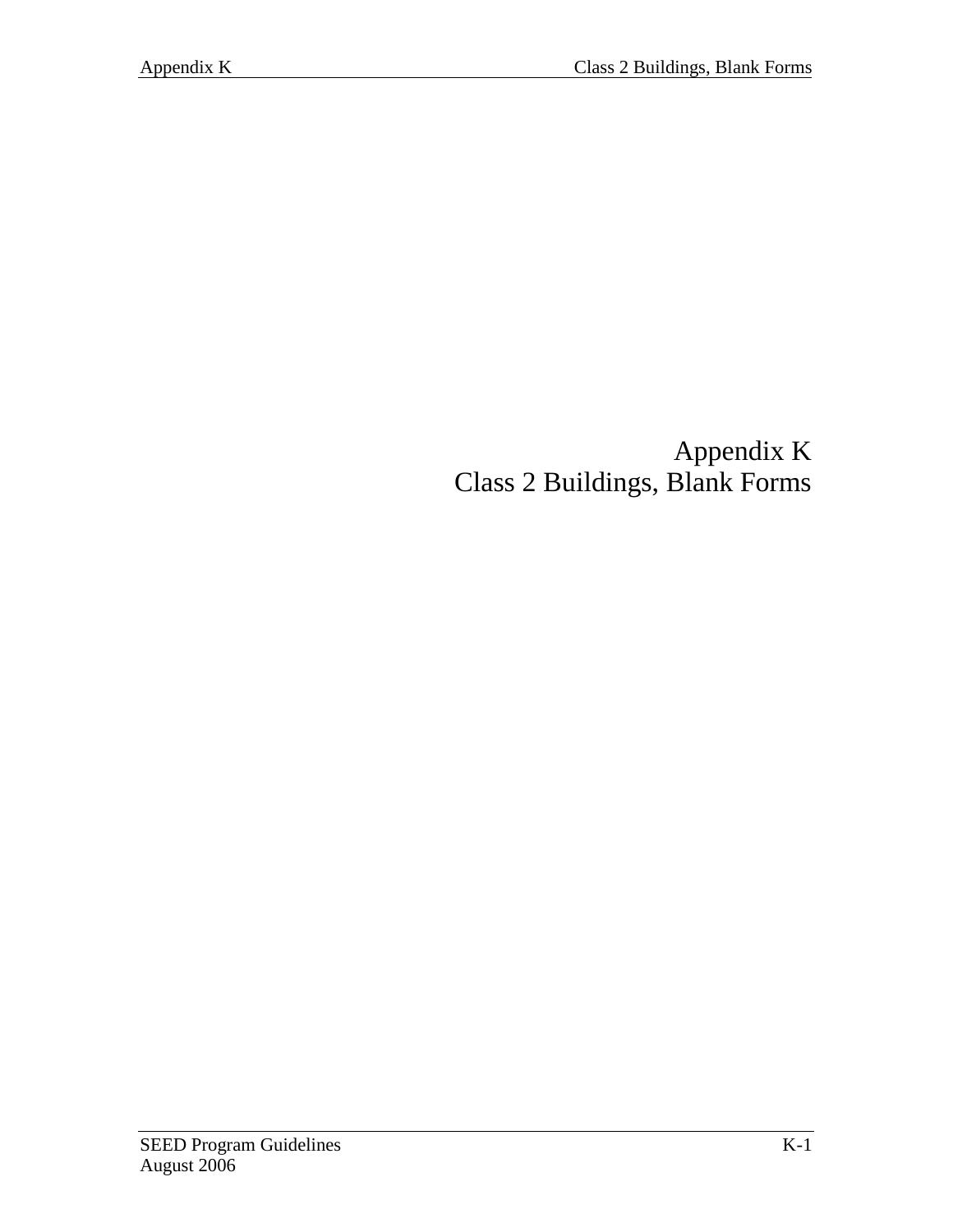# Appendix K
# Class 2 Buildings, Blank Forms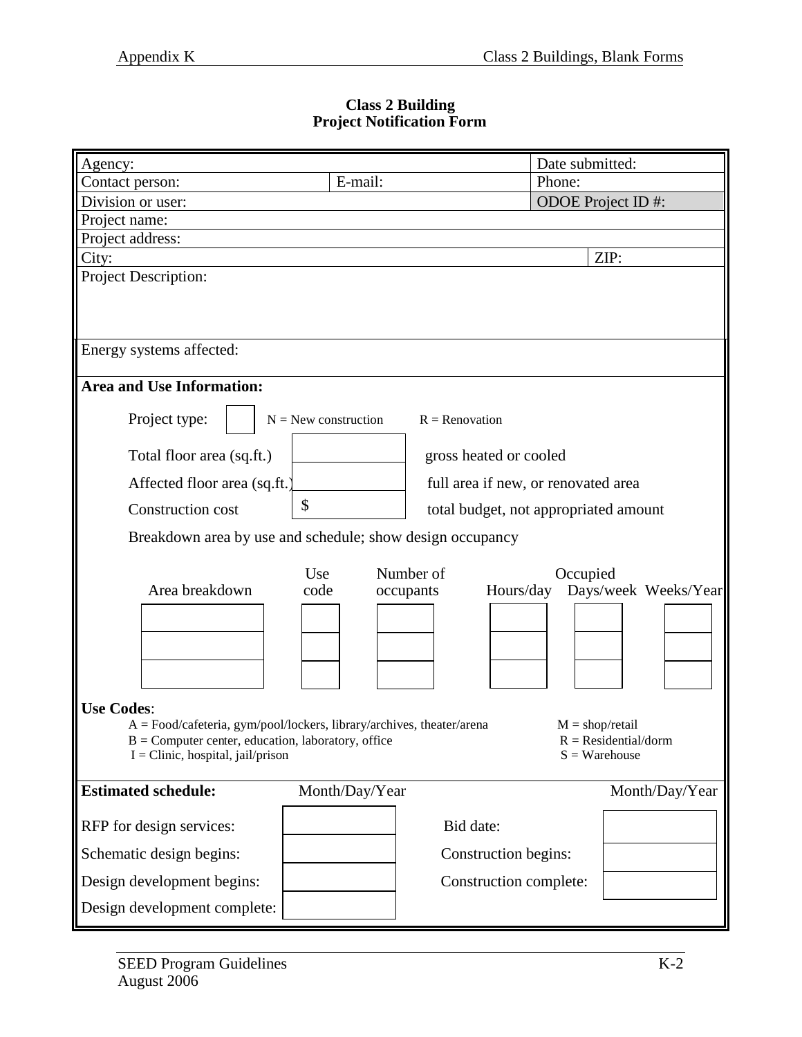**Class 2 Building**
**Project Notification Form**

| | | |
|---|---|---|
| Agency: | | Date submitted: |
| Contact person: | E-mail: | Phone: |
| Division or user: | | ODOE Project ID #: |
| Project name: | | |
| Project address: | | |
| City: | | ZIP: |

Project Description:

Energy systems affected:

**Area and Use Information:**

Project type: [ ] N = New construction R = Renovation

| | | |
|---|---|---|
| Total floor area (sq.ft.) | | gross heated or cooled |
| Affected floor area (sq.ft.) | | full area if new, or renovated area |
| Construction cost | $ | total budget, not appropriated amount |

Breakdown area by use and schedule; show design occupancy

| Area breakdown | Use code | Number of occupants | Occupied Hours/day | Occupied Days/week | Occupied Weeks/Year |
|---|---|---|---|---|---|
| | | | | | |
| | | | | | |
| | | | | | |

**Use Codes**:

A = Food/cafeteria, gym/pool/lockers, library/archives, theater/arena
B = Computer center, education, laboratory, office
I = Clinic, hospital, jail/prison
M = shop/retail
R = Residential/dorm
S = Warehouse

**Estimated schedule:**

| | Month/Day/Year | | Month/Day/Year |
|---|---|---|---|
| RFP for design services: | | Bid date: | |
| Schematic design begins: | | Construction begins: | |
| Design development begins: | | Construction complete: | |
| Design development complete: | | | |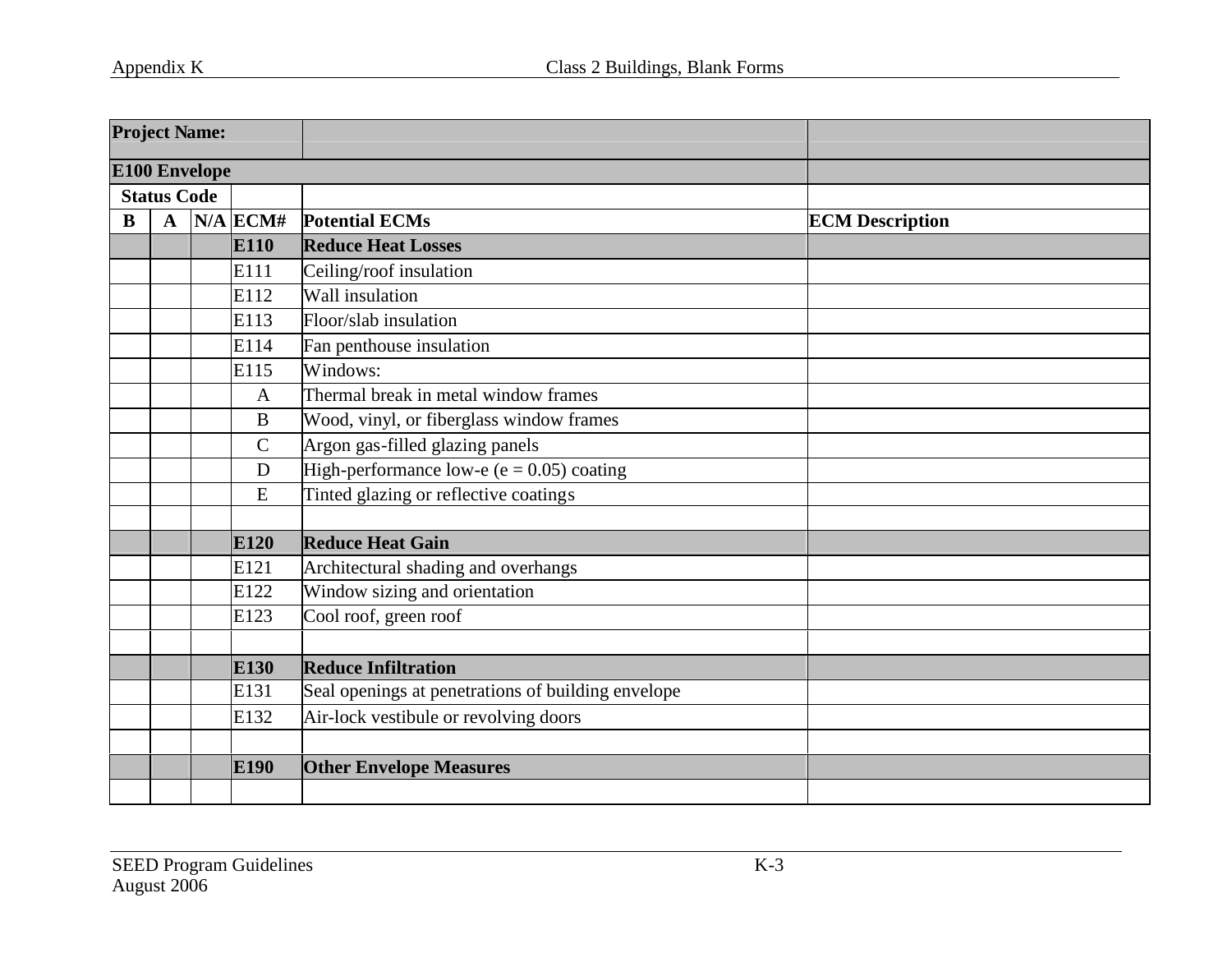| Project Name: | | | | | |
|---|---|---|---|---|---|
| **E100 Envelope** | | | | | |
| **Status Code** | | | | | |
| **B** | **A** | **N/A** | **ECM#** | **Potential ECMs** | **ECM Description** |
| | | | **E110** | **Reduce Heat Losses** | |
| | | | E111 | Ceiling/roof insulation | |
| | | | E112 | Wall insulation | |
| | | | E113 | Floor/slab insulation | |
| | | | E114 | Fan penthouse insulation | |
| | | | E115 | Windows: | |
| | | | A | Thermal break in metal window frames | |
| | | | B | Wood, vinyl, or fiberglass window frames | |
| | | | C | Argon gas-filled glazing panels | |
| | | | D | High-performance low-e (e = 0.05) coating | |
| | | | E | Tinted glazing or reflective coatings | |
| | | | | | |
| | | | **E120** | **Reduce Heat Gain** | |
| | | | E121 | Architectural shading and overhangs | |
| | | | E122 | Window sizing and orientation | |
| | | | E123 | Cool roof, green roof | |
| | | | | | |
| | | | **E130** | **Reduce Infiltration** | |
| | | | E131 | Seal openings at penetrations of building envelope | |
| | | | E132 | Air-lock vestibule or revolving doors | |
| | | | | | |
| | | | **E190** | **Other Envelope Measures** | |
| | | | | | |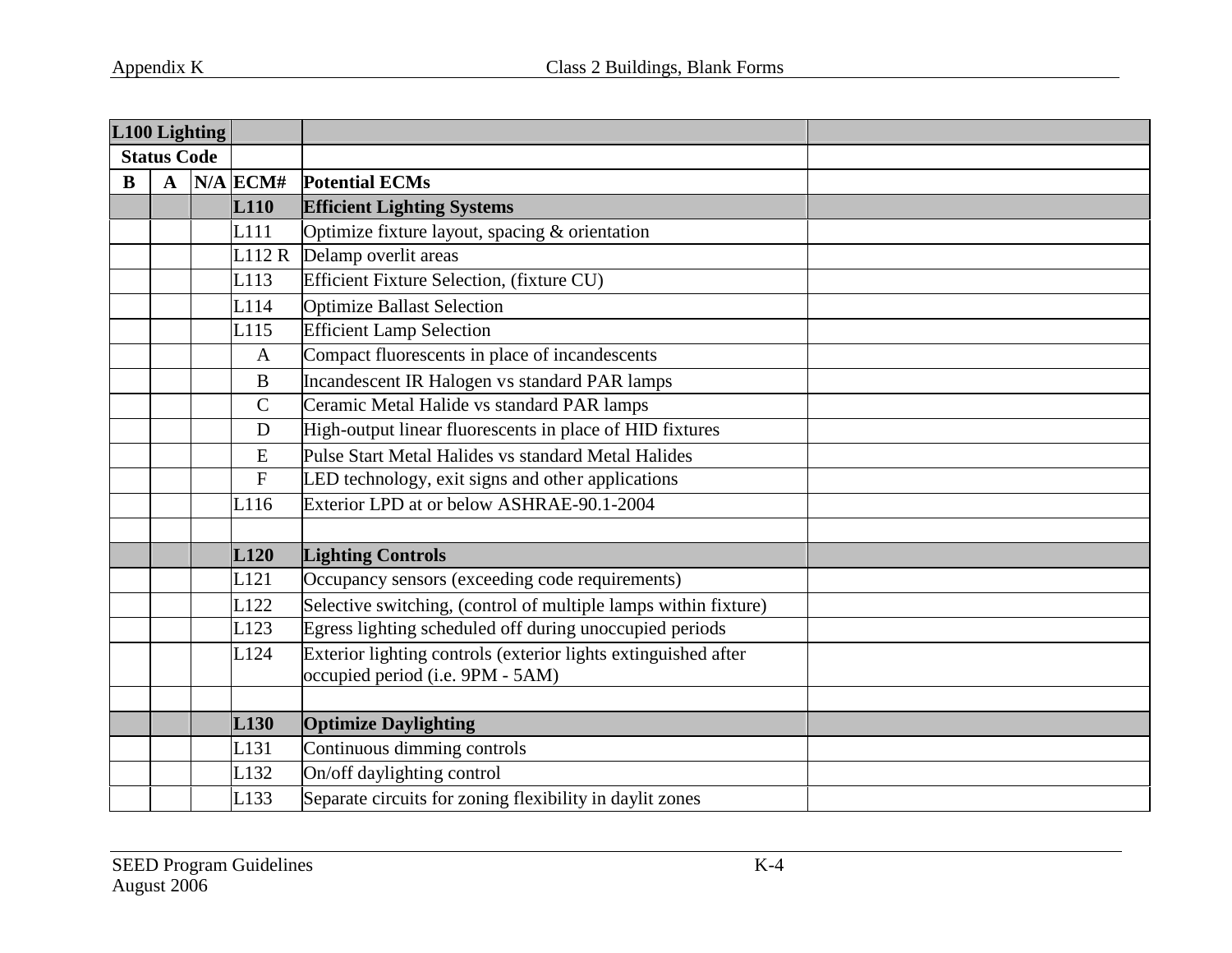| L100 Lighting | | | | | |
|---|---|---|---|---|---|
| Status Code | | | | | |
| B | A | N/A | ECM# | Potential ECMs | |
| | | | **L110** | **Efficient Lighting Systems** | |
| | | | L111 | Optimize fixture layout, spacing & orientation | |
| | | | L112 R | Delamp overlit areas | |
| | | | L113 | Efficient Fixture Selection, (fixture CU) | |
| | | | L114 | Optimize Ballast Selection | |
| | | | L115 | Efficient Lamp Selection | |
| | | | A | Compact fluorescents in place of incandescents | |
| | | | B | Incandescent IR Halogen vs standard PAR lamps | |
| | | | C | Ceramic Metal Halide vs standard PAR lamps | |
| | | | D | High-output linear fluorescents in place of HID fixtures | |
| | | | E | Pulse Start Metal Halides vs standard Metal Halides | |
| | | | F | LED technology, exit signs and other applications | |
| | | | L116 | Exterior LPD at or below ASHRAE-90.1-2004 | |
| | | | | | |
| | | | **L120** | **Lighting Controls** | |
| | | | L121 | Occupancy sensors (exceeding code requirements) | |
| | | | L122 | Selective switching, (control of multiple lamps within fixture) | |
| | | | L123 | Egress lighting scheduled off during unoccupied periods | |
| | | | L124 | Exterior lighting controls (exterior lights extinguished after occupied period (i.e. 9PM - 5AM) | |
| | | | | | |
| | | | **L130** | **Optimize Daylighting** | |
| | | | L131 | Continuous dimming controls | |
| | | | L132 | On/off daylighting control | |
| | | | L133 | Separate circuits for zoning flexibility in daylit zones | |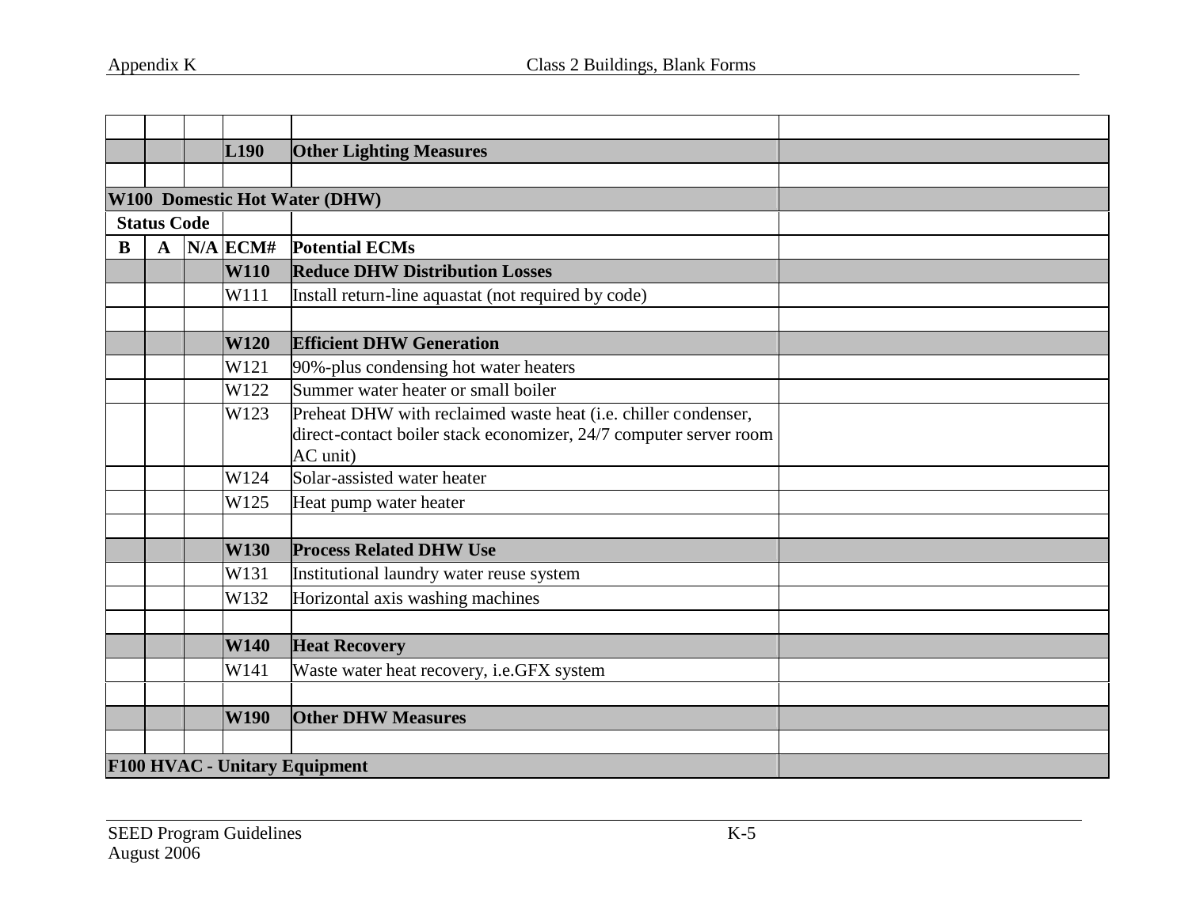| B | A | N/A | ECM# | Potential ECMs | |
|---|---|---|---|---|---|
| | | | | | |
| | | | **L190** | **Other Lighting Measures** | |
| | | | | | |
| **W100 Domestic Hot Water (DHW)** | | | | | |
| **Status Code** | | | | | |
| **B** | **A** | **N/A** | **ECM#** | **Potential ECMs** | |
| | | | **W110** | **Reduce DHW Distribution Losses** | |
| | | | W111 | Install return-line aquastat (not required by code) | |
| | | | | | |
| | | | **W120** | **Efficient DHW Generation** | |
| | | | W121 | 90%-plus condensing hot water heaters | |
| | | | W122 | Summer water heater or small boiler | |
| | | | W123 | Preheat DHW with reclaimed waste heat (i.e. chiller condenser, direct-contact boiler stack economizer, 24/7 computer server room AC unit) | |
| | | | W124 | Solar-assisted water heater | |
| | | | W125 | Heat pump water heater | |
| | | | | | |
| | | | **W130** | **Process Related DHW Use** | |
| | | | W131 | Institutional laundry water reuse system | |
| | | | W132 | Horizontal axis washing machines | |
| | | | | | |
| | | | **W140** | **Heat Recovery** | |
| | | | W141 | Waste water heat recovery, i.e.GFX system | |
| | | | | | |
| | | | **W190** | **Other DHW Measures** | |
| | | | | | |
| **F100 HVAC - Unitary Equipment** | | | | | |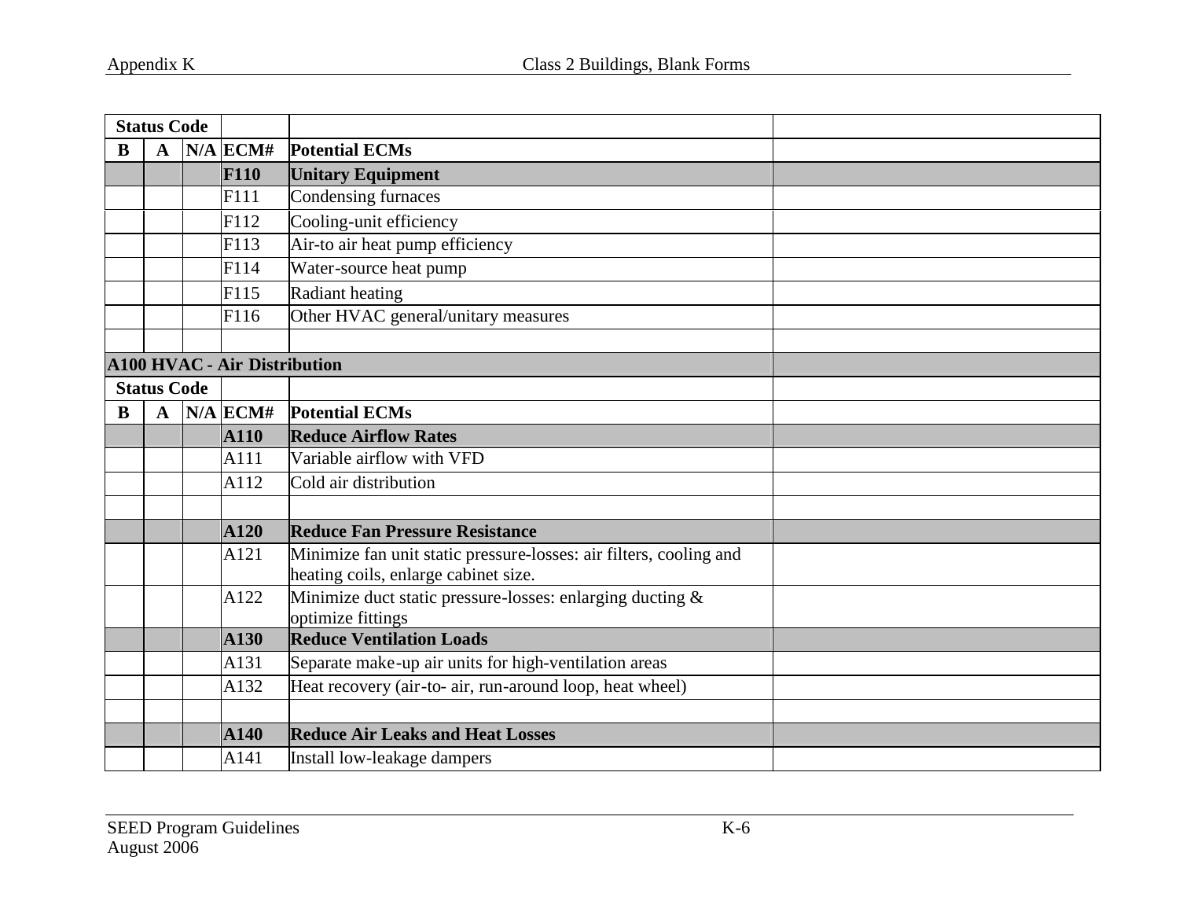| Status Code | | | | | |
|---|---|---|---|---|---|
| **B** | **A** | **N/A** | **ECM#** | **Potential ECMs** | |
| | | | **F110** | **Unitary Equipment** | |
| | | | F111 | Condensing furnaces | |
| | | | F112 | Cooling-unit efficiency | |
| | | | F113 | Air-to air heat pump efficiency | |
| | | | F114 | Water-source heat pump | |
| | | | F115 | Radiant heating | |
| | | | F116 | Other HVAC general/unitary measures | |
| | | | | | |
| **A100 HVAC - Air Distribution** | | | | | |
| **Status Code** | | | | | |
| **B** | **A** | **N/A** | **ECM#** | **Potential ECMs** | |
| | | | **A110** | **Reduce Airflow Rates** | |
| | | | A111 | Variable airflow with VFD | |
| | | | A112 | Cold air distribution | |
| | | | | | |
| | | | **A120** | **Reduce Fan Pressure Resistance** | |
| | | | A121 | Minimize fan unit static pressure-losses: air filters, cooling and heating coils, enlarge cabinet size. | |
| | | | A122 | Minimize duct static pressure-losses: enlarging ducting & optimize fittings | |
| | | | **A130** | **Reduce Ventilation Loads** | |
| | | | A131 | Separate make-up air units for high-ventilation areas | |
| | | | A132 | Heat recovery (air-to- air, run-around loop, heat wheel) | |
| | | | | | |
| | | | **A140** | **Reduce Air Leaks and Heat Losses** | |
| | | | A141 | Install low-leakage dampers | |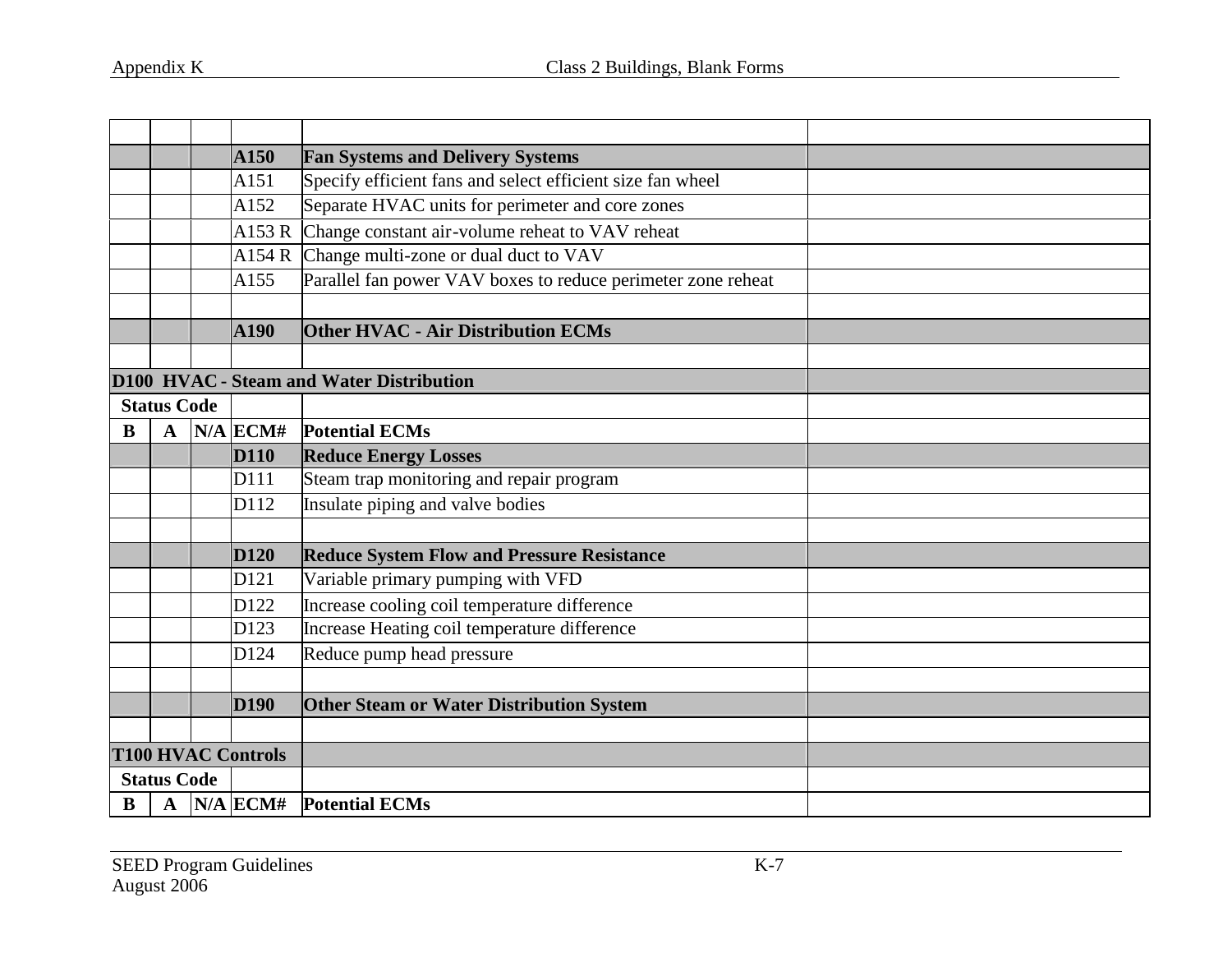| | | | | | |
|---|---|---|---|---|---|
| | | | **A150** | **Fan Systems and Delivery Systems** | |
| | | | A151 | Specify efficient fans and select efficient size fan wheel | |
| | | | A152 | Separate HVAC units for perimeter and core zones | |
| | | | A153 R | Change constant air-volume reheat to VAV reheat | |
| | | | A154 R | Change multi-zone or dual duct to VAV | |
| | | | A155 | Parallel fan power VAV boxes to reduce perimeter zone reheat | |
| | | | | | |
| | | | **A190** | **Other HVAC - Air Distribution ECMs** | |
| | | | | | |
| **D100 HVAC - Steam and Water Distribution** | | | | | |
| **Status Code** | | | | | |
| **B** | **A** | **N/A** | **ECM#** | **Potential ECMs** | |
| | | | **D110** | **Reduce Energy Losses** | |
| | | | D111 | Steam trap monitoring and repair program | |
| | | | D112 | Insulate piping and valve bodies | |
| | | | | | |
| | | | **D120** | **Reduce System Flow and Pressure Resistance** | |
| | | | D121 | Variable primary pumping with VFD | |
| | | | D122 | Increase cooling coil temperature difference | |
| | | | D123 | Increase Heating coil temperature difference | |
| | | | D124 | Reduce pump head pressure | |
| | | | | | |
| | | | **D190** | **Other Steam or Water Distribution System** | |
| | | | | | |
| **T100 HVAC Controls** | | | | | |
| **Status Code** | | | | | |
| **B** | **A** | **N/A** | **ECM#** | **Potential ECMs** | |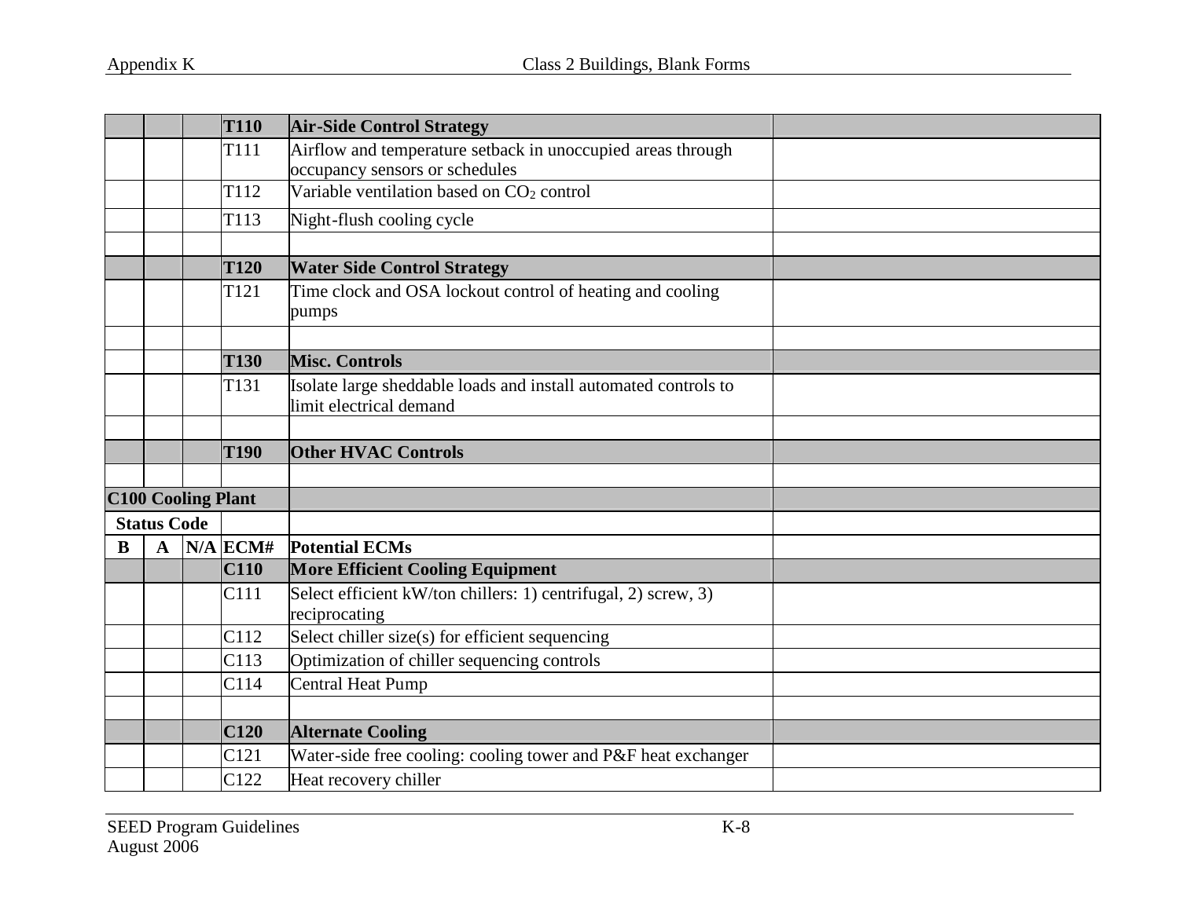| B | A | N/A | ECM# | Potential ECMs | |
|---|---|---|---|---|---|
| | | | **T110** | **Air-Side Control Strategy** | |
| | | | T111 | Airflow and temperature setback in unoccupied areas through occupancy sensors or schedules | |
| | | | T112 | Variable ventilation based on $CO_2$ control | |
| | | | T113 | Night-flush cooling cycle | |
| | | | | | |
| | | | **T120** | **Water Side Control Strategy** | |
| | | | T121 | Time clock and OSA lockout control of heating and cooling pumps | |
| | | | | | |
| | | | **T130** | **Misc. Controls** | |
| | | | T131 | Isolate large sheddable loads and install automated controls to limit electrical demand | |
| | | | | | |
| | | | **T190** | **Other HVAC Controls** | |
| | | | | | |

**C100 Cooling Plant**

| Status Code | | | | | |
|---|---|---|---|---|---|
| **B** | **A** | **N/A** | **ECM#** | **Potential ECMs** | |
| | | | **C110** | **More Efficient Cooling Equipment** | |
| | | | C111 | Select efficient kW/ton chillers: 1) centrifugal, 2) screw, 3) reciprocating | |
| | | | C112 | Select chiller size(s) for efficient sequencing | |
| | | | C113 | Optimization of chiller sequencing controls | |
| | | | C114 | Central Heat Pump | |
| | | | | | |
| | | | **C120** | **Alternate Cooling** | |
| | | | C121 | Water-side free cooling: cooling tower and P&F heat exchanger | |
| | | | C122 | Heat recovery chiller | |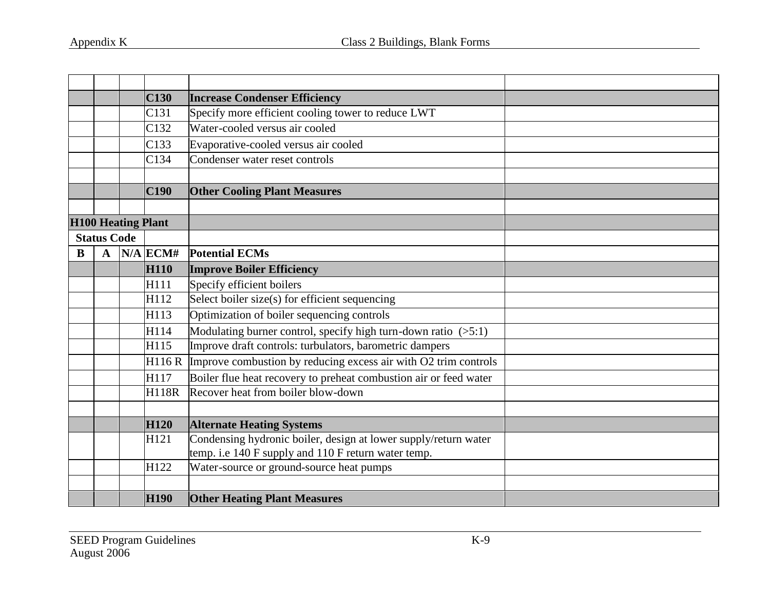| | | | | | |
|---|---|---|---|---|---|
| | | | **C130** | **Increase Condenser Efficiency** | |
| | | | C131 | Specify more efficient cooling tower to reduce LWT | |
| | | | C132 | Water-cooled versus air cooled | |
| | | | C133 | Evaporative-cooled versus air cooled | |
| | | | C134 | Condenser water reset controls | |
| | | | | | |
| | | | **C190** | **Other Cooling Plant Measures** | |
| | | | | | |

| **H100 Heating Plant** | | | | | |
|---|---|---|---|---|---|
| **Status Code** | | | | | |
| **B** | **A** | **N/A** | **ECM#** | **Potential ECMs** | |
| | | | **H110** | **Improve Boiler Efficiency** | |
| | | | H111 | Specify efficient boilers | |
| | | | H112 | Select boiler size(s) for efficient sequencing | |
| | | | H113 | Optimization of boiler sequencing controls | |
| | | | H114 | Modulating burner control, specify high turn-down ratio (>5:1) | |
| | | | H115 | Improve draft controls: turbulators, barometric dampers | |
| | | | H116 R | Improve combustion by reducing excess air with O2 trim controls | |
| | | | H117 | Boiler flue heat recovery to preheat combustion air or feed water | |
| | | | H118R | Recover heat from boiler blow-down | |
| | | | | | |
| | | | **H120** | **Alternate Heating Systems** | |
| | | | H121 | Condensing hydronic boiler, design at lower supply/return water temp. i.e 140 F supply and 110 F return water temp. | |
| | | | H122 | Water-source or ground-source heat pumps | |
| | | | | | |
| | | | **H190** | **Other Heating Plant Measures** | |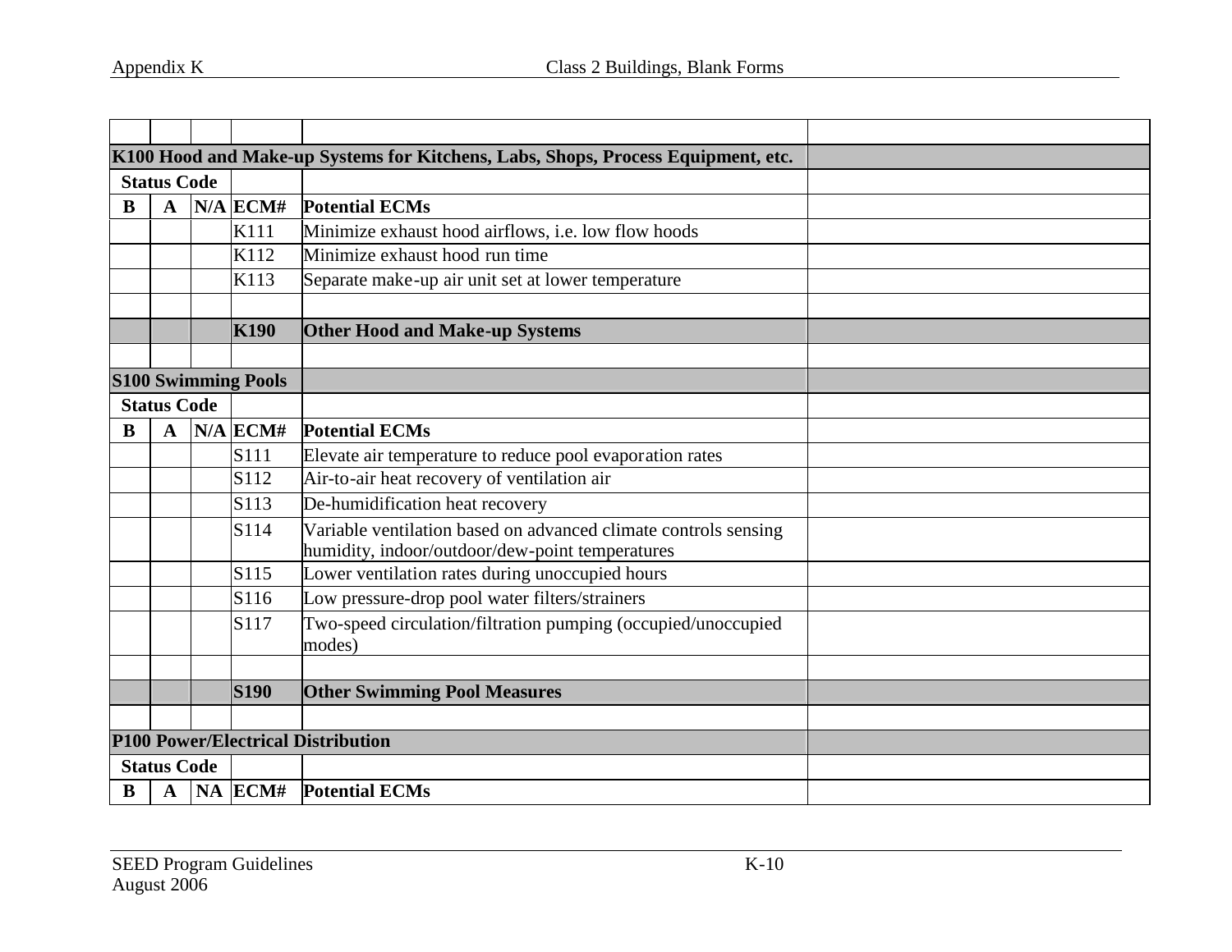| | | | | | |
|---|---|---|---|---|---|
| **K100 Hood and Make-up Systems for Kitchens, Labs, Shops, Process Equipment, etc.** | | | | | |
| **Status Code** | | | | | |
| **B** | **A** | **N/A** | **ECM#** | **Potential ECMs** | |
| | | | K111 | Minimize exhaust hood airflows, i.e. low flow hoods | |
| | | | K112 | Minimize exhaust hood run time | |
| | | | K113 | Separate make-up air unit set at lower temperature | |
| | | | | | |
| | | | **K190** | **Other Hood and Make-up Systems** | |
| | | | | | |
| **S100 Swimming Pools** | | | | | |
| **Status Code** | | | | | |
| **B** | **A** | **N/A** | **ECM#** | **Potential ECMs** | |
| | | | S111 | Elevate air temperature to reduce pool evaporation rates | |
| | | | S112 | Air-to-air heat recovery of ventilation air | |
| | | | S113 | De-humidification heat recovery | |
| | | | S114 | Variable ventilation based on advanced climate controls sensing humidity, indoor/outdoor/dew-point temperatures | |
| | | | S115 | Lower ventilation rates during unoccupied hours | |
| | | | S116 | Low pressure-drop pool water filters/strainers | |
| | | | S117 | Two-speed circulation/filtration pumping (occupied/unoccupied modes) | |
| | | | | | |
| | | | **S190** | **Other Swimming Pool Measures** | |
| | | | | | |
| **P100 Power/Electrical Distribution** | | | | | |
| **Status Code** | | | | | |
| **B** | **A** | **NA** | **ECM#** | **Potential ECMs** | |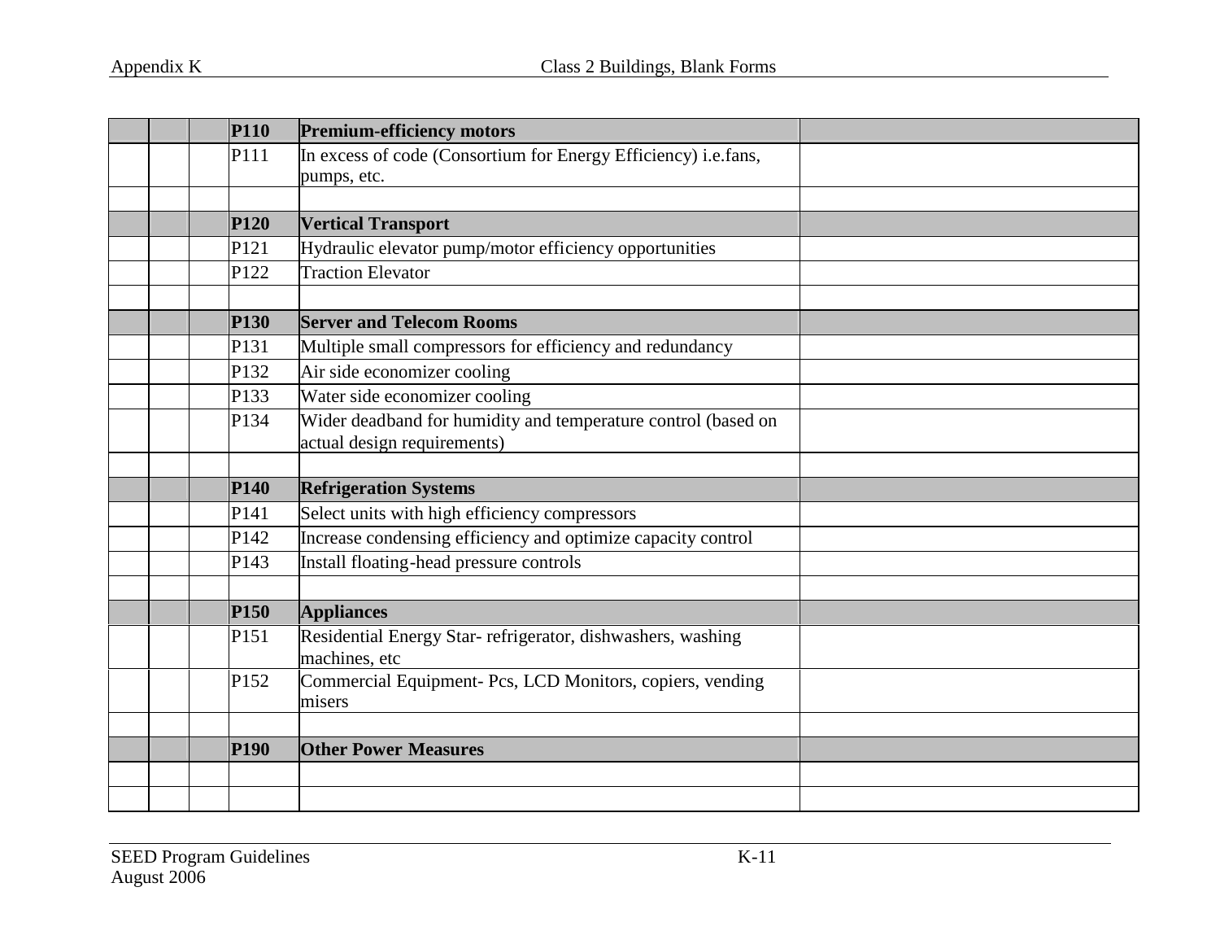| | | | | | |
|---|---|---|---|---|---|
| | | | **P110** | **Premium-efficiency motors** | |
| | | | P111 | In excess of code (Consortium for Energy Efficiency) i.e.fans, pumps, etc. | |
| | | | | | |
| | | | **P120** | **Vertical Transport** | |
| | | | P121 | Hydraulic elevator pump/motor efficiency opportunities | |
| | | | P122 | Traction Elevator | |
| | | | | | |
| | | | **P130** | **Server and Telecom Rooms** | |
| | | | P131 | Multiple small compressors for efficiency and redundancy | |
| | | | P132 | Air side economizer cooling | |
| | | | P133 | Water side economizer cooling | |
| | | | P134 | Wider deadband for humidity and temperature control (based on actual design requirements) | |
| | | | | | |
| | | | **P140** | **Refrigeration Systems** | |
| | | | P141 | Select units with high efficiency compressors | |
| | | | P142 | Increase condensing efficiency and optimize capacity control | |
| | | | P143 | Install floating-head pressure controls | |
| | | | | | |
| | | | **P150** | **Appliances** | |
| | | | P151 | Residential Energy Star- refrigerator, dishwashers, washing machines, etc | |
| | | | P152 | Commercial Equipment- Pcs, LCD Monitors, copiers, vending misers | |
| | | | | | |
| | | | **P190** | **Other Power Measures** | |
| | | | | | |
| | | | | | |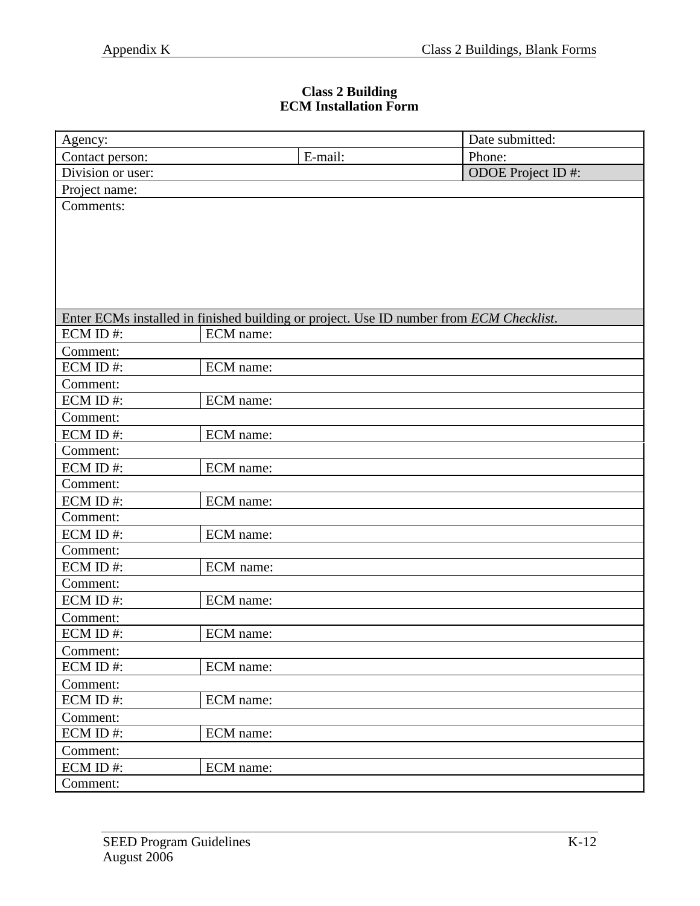**Class 2 Building**
**ECM Installation Form**

| | | | |
|---|---|---|---|
| Agency: | | | Date submitted: |
| Contact person: | | E-mail: | Phone: |
| Division or user: | | | ODOE Project ID #: |
| Project name: | | | |
| Comments: | | | |
| Enter ECMs installed in finished building or project. Use ID number from *ECM Checklist*. | | | |
| ECM ID #: | ECM name: | | |
| Comment: | | | |
| ECM ID #: | ECM name: | | |
| Comment: | | | |
| ECM ID #: | ECM name: | | |
| Comment: | | | |
| ECM ID #: | ECM name: | | |
| Comment: | | | |
| ECM ID #: | ECM name: | | |
| Comment: | | | |
| ECM ID #: | ECM name: | | |
| Comment: | | | |
| ECM ID #: | ECM name: | | |
| Comment: | | | |
| ECM ID #: | ECM name: | | |
| Comment: | | | |
| ECM ID #: | ECM name: | | |
| Comment: | | | |
| ECM ID #: | ECM name: | | |
| Comment: | | | |
| ECM ID #: | ECM name: | | |
| Comment: | | | |
| ECM ID #: | ECM name: | | |
| Comment: | | | |
| ECM ID #: | ECM name: | | |
| Comment: | | | |
| ECM ID #: | ECM name: | | |
| Comment: | | | |